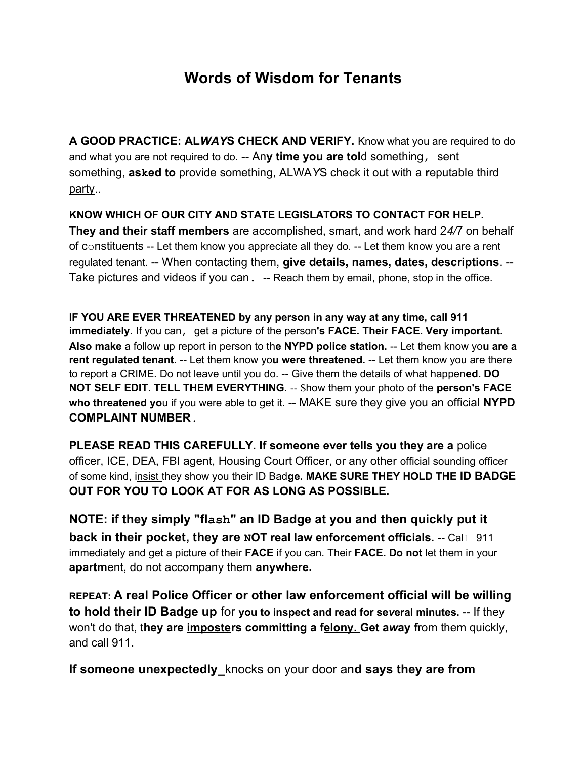# Words of Wisdom for Tenants

**A GOOD PRACTICE: AL*WAY*S CHECK AND VERIFY.** Know what you are required to do and what you are not required to do. -- An**y time you are tol**d something, sent something, **asked to** provide something, ALWAYS check it out with a **r**eputable third party..

**KNOW WHICH OF OUR CITY AND STATE LEGISLATORS TO CONTACT FOR HELP. They and their staff members** are accomplished, smart, and work hard 24/7 on behalf of constituents -- Let them know you appreciate all they do. -- Let them know you are a rent regulated tenant. -- When contacting them, **give details, names, dates, descriptions**. -- Take pictures and videos if you can. -- Reach them by email, phone, stop in the office.

**IF YOU ARE EVER THREATENED by any person in any way at any time, call 911 immediately.** If you can, get a picture of the person**'s FACE. Their FACE. Very important. Also make** a follow up report in person to th**e NYPD police station.** -- Let them know yo**u are a rent regulated tenant.** -- Let them know yo**u were threatened.** -- Let them know you are there to report a CRIME. Do not leave until you do. -- Give them the details of what happen**ed. DO NOT SELF EDIT. TELL THEM EVERYTHING.** -- Show them your photo of the **person's FACE who threatened yo**u if you were able to get it. -- MAKE sure they give you an official **NYPD COMPLAINT NUMBER**.

**PLEASE READ THIS CAREFULLY. If someone ever tells you they are a** police officer, ICE, DEA, FBI agent, Housing Court Officer, or any other official sounding officer of some kind, insist they show you their ID Bad**ge. MAKE SURE THEY HOLD THE ID BADGE OUT FOR YOU TO LOOK AT FOR AS LONG AS POSSIBLE.**

**NOTE: if they simply "flash" an ID Badge at you and then quickly put it back in their pocket, they are NOT real law enforcement officials.** -- Call 911 immediately and get a picture of their **FACE** if you can. Their **FACE. Do not** let them in your **apartm**ent, do not accompany them **anywhere.**

**REPEAT: A real Police Officer or other law enforcement official will be willing to hold their ID Badge up** for **you to inspect and read for se*v*eral minutes.** -- If they won't do that, t**hey are impost*e*rs committing a felony. Get a*w*ay f**rom them quickly, and call 911.

**If someone unexpectedly** knocks on your door an**d says they are from**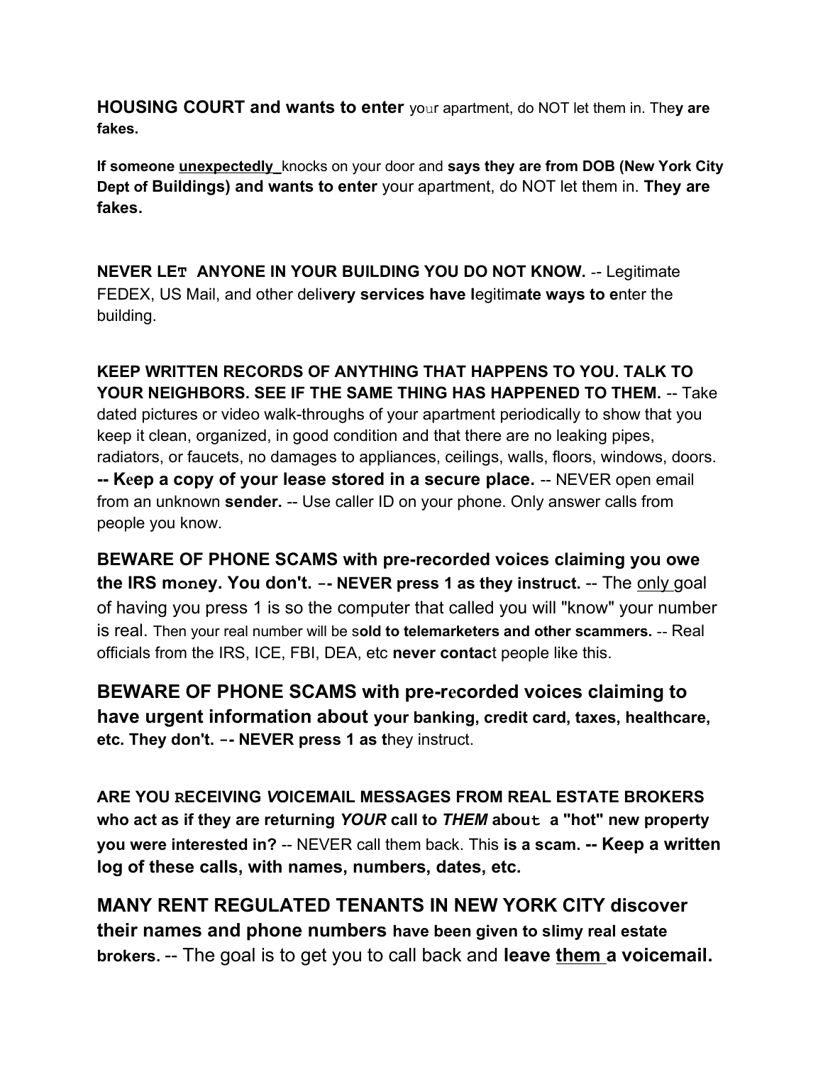**HOUSING COURT and wants to enter** your apartment, do NOT let them in. The**y are fakes.**

**If someone** <u>**unexpectedly**</u> knocks on your door and **says they are from DOB (New York City Dept of Buildings) and wants to enter** your apartment, do NOT let them in. **They are fakes.**

**NEVER LET ANYONE IN YOUR BUILDING YOU DO NOT KNOW.** -- Legitimate FEDEX, US Mail, and other deli**very services have l**egitim**ate ways to e**nter the building.

**KEEP WRITTEN RECORDS OF ANYTHING THAT HAPPENS TO YOU. TALK TO YOUR NEIGHBORS. SEE IF THE SAME THING HAS HAPPENED TO THEM.** -- Take dated pictures or video walk-throughs of your apartment periodically to show that you keep it clean, organized, in good condition and that there are no leaking pipes, radiators, or faucets, no damages to appliances, ceilings, walls, floors, windows, doors. **-- Keep a copy of your lease stored in a secure place.** -- NEVER open email from an unknown **sender.** -- Use caller ID on your phone. Only answer calls from people you know.

**BEWARE OF PHONE SCAMS with pre-recorded voices claiming you owe the IRS money. You don't. -- NEVER press 1 as they instruct.** -- The <u>only</u> goal of having you press 1 is so the computer that called you will "know" your number is real. Then your real number will be s**old to telemarketers and other scammers.** -- Real officials from the IRS, ICE, FBI, DEA, etc **never contac**t people like this.

**BEWARE OF PHONE SCAMS with pre-recorded voices claiming to have urgent information about your banking, credit card, taxes, healthcare, etc. They don't. -- NEVER press 1 as t**hey instruct.

**ARE YOU RECEIVING *V*OICEMAIL MESSAGES FROM REAL ESTATE BROKERS who act as if they are returning *YOUR* call to *THEM* about a "hot" new property you were interested in?** -- NEVER call them back. This **is a scam. -- Keep a written log of these calls, with names, numbers, dates, etc.**

**MANY RENT REGULATED TENANTS IN NEW YORK CITY discover their names and phone numbers have been given to slimy real estate brokers.** -- The goal is to get you to call back and **leave** <u>**them**</u> **a voicemail.**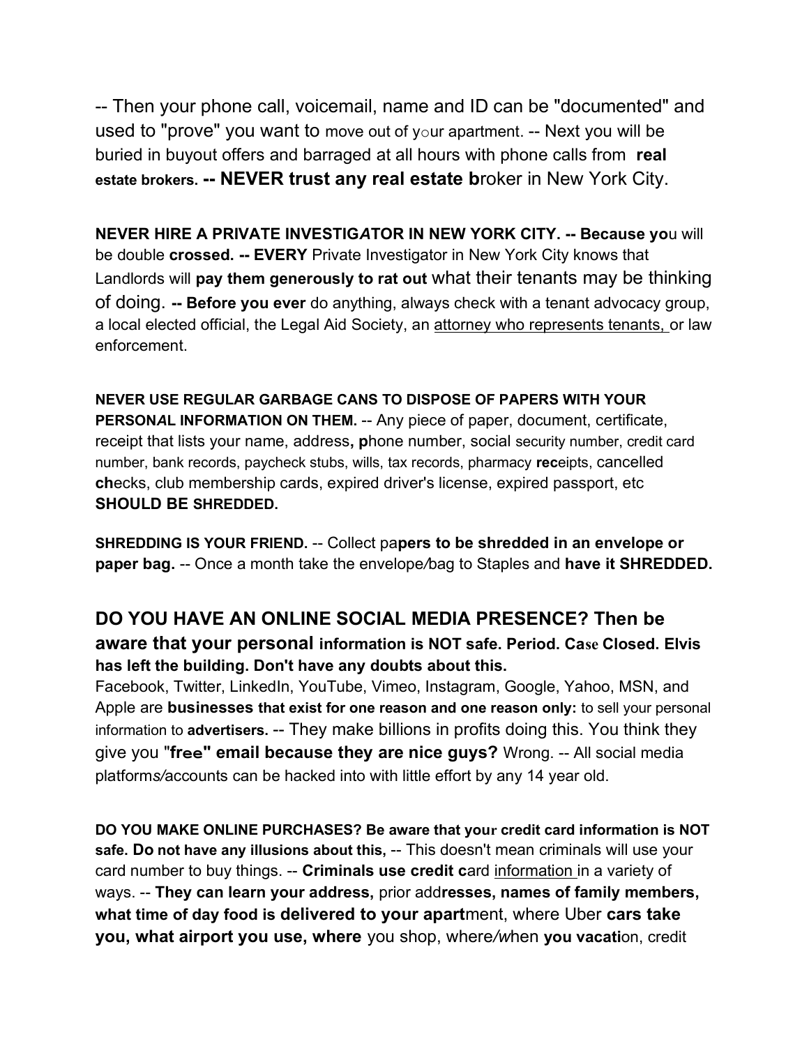-- Then your phone call, voicemail, name and ID can be "documented" and used to "prove" you want to move out of your apartment. -- Next you will be buried in buyout offers and barraged at all hours with phone calls from **real estate brokers. -- NEVER trust any real estate b**roker in New York City.

**NEVER HIRE A PRIVATE INVESTIGATOR IN NEW YORK CITY. -- Because yo**u will be double **crossed. -- EVERY** Private Investigator in New York City knows that Landlords will **pay them generously to rat out** what their tenants may be thinking of doing. **-- Before you ever** do anything, always check with a tenant advocacy group, a local elected official, the Legal Aid Society, an attorney who represents tenants, or law enforcement.

**NEVER USE REGULAR GARBAGE CANS TO DISPOSE OF PAPERS WITH YOUR PERSONAL INFORMATION ON THEM.** -- Any piece of paper, document, certificate, receipt that lists your name, address**, p**hone number, social security number, credit card number, bank records, paycheck stubs, wills, tax records, pharmacy **rec**eipts, cancelled **ch**ecks, club membership cards, expired driver's license, expired passport, etc **SHOULD BE SHREDDED.**

**SHREDDING IS YOUR FRIEND.** -- Collect pa**pers to be shredded in an envelope or paper bag.** -- Once a month take the envelope/bag to Staples and **have it SHREDDED.**

## DO YOU HAVE AN ONLINE SOCIAL MEDIA PRESENCE? Then be aware that your personal information is NOT safe. Period. Case Closed. Elvis has left the building. Don't have any doubts about this.

Facebook, Twitter, LinkedIn, YouTube, Vimeo, Instagram, Google, Yahoo, MSN, and Apple are **businesses that exist for one reason and one reason only:** to sell your personal information to **advertisers.** -- They make billions in profits doing this. You think they give you "**free" email because they are nice guys?** Wrong. -- All social media platforms/accounts can be hacked into with little effort by any 14 year old.

**DO YOU MAKE ONLINE PURCHASES? Be aware that your credit card information is NOT safe. Do not have any illusions about this,** -- This doesn't mean criminals will use your card number to buy things. -- **Criminals use credit c**ard information in a variety of ways. -- **They can learn your address,** prior add**resses, names of family members, what time of day food is delivered to your apart**ment, where Uber **cars take you, what airport you use, where** you shop, where/when **you vacati**on, credit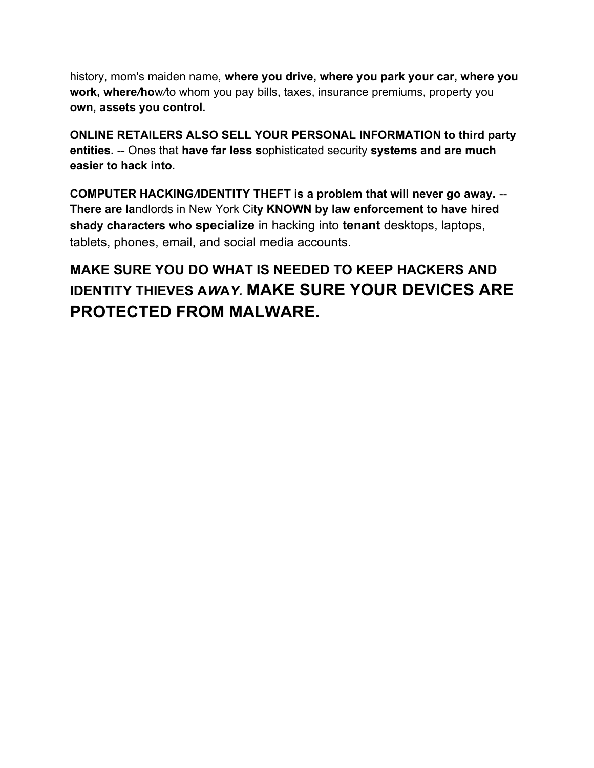history, mom's maiden name, **where you drive, where you park your car, where you work, where/ho**w/to whom you pay bills, taxes, insurance premiums, property you **own, assets you control.**

**ONLINE RETAILERS ALSO SELL YOUR PERSONAL INFORMATION to third party entities.** -- Ones that **have far less s**ophisticated security **systems and are much easier to hack into.**

**COMPUTER HACKING/IDENTITY THEFT is a problem that will never go away.** -- **There are la**ndlords in New York Cit**y KNOWN by law enforcement to have hired shady characters who specialize** in hacking into **tenant** desktops, laptops, tablets, phones, email, and social media accounts.

**MAKE SURE YOU DO WHAT IS NEEDED TO KEEP HACKERS AND IDENTITY THIEVES AWAY. MAKE SURE YOUR DEVICES ARE PROTECTED FROM MALWARE.**